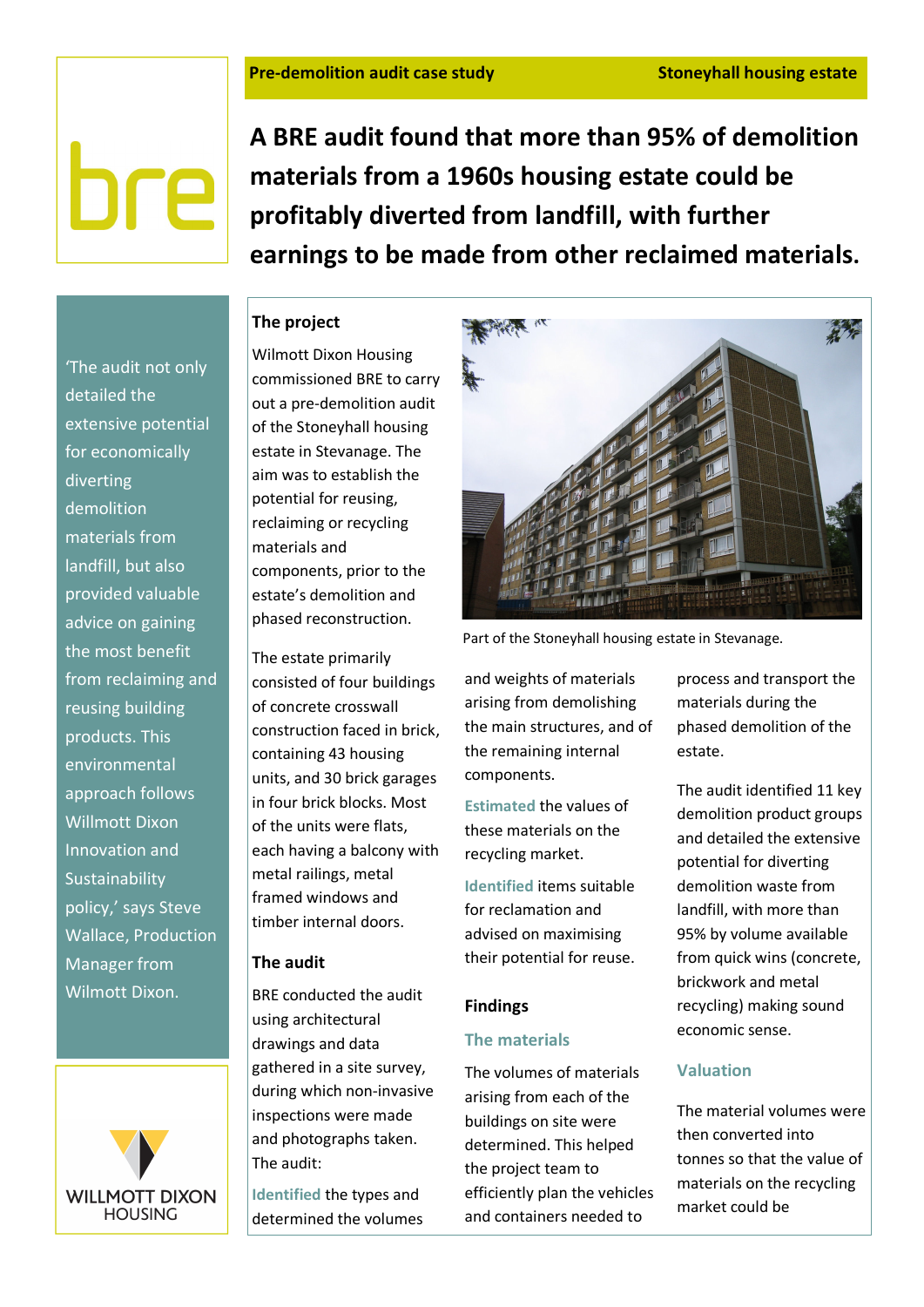**Pre-demolition audit case study** **Stoneyhall housing estate**

# A BRE audit found that more than 95% of demolition materials from a 1960s housing estate could be profitably diverted from landfill, with further earnings to be made from other reclaimed materials.

'The audit not only detailed the extensive potential for economically diverting demolition materials from landfill, but also provided valuable advice on gaining the most benefit from reclaiming and reusing building products. This environmental approach follows Willmott Dixon Innovation and Sustainability policy,' says Steve Wallace, Production Manager from Willmott Dixon.

## The project

Wilmott Dixon Housing commissioned BRE to carry out a pre-demolition audit of the Stoneyhall housing estate in Stevenage. The aim was to establish the potential for reusing, reclaiming or recycling materials and components, prior to the estate's demolition and phased reconstruction.

The estate primarily consisted of four buildings of concrete crosswall construction faced in brick, containing 43 housing units, and 30 brick garages in four brick blocks. Most of the units were flats, each having a balcony with metal railings, metal framed windows and timber internal doors.

Part of the Stoneyhall housing estate in Stevanage.

## The audit

BRE conducted the audit using architectural drawings and data gathered in a site survey, during which non-invasive inspections were made and photographs taken. The audit:

**Identified** the types and determined the volumes and weights of materials arising from demolishing the main structures, and of the remaining internal components.

**Estimated** the values of these materials on the recycling market.

**Identified** items suitable for reclamation and advised on maximising their potential for reuse.

## Findings

### The materials

The volumes of materials arising from each of the buildings on site were determined. This helped the project team to efficiently plan the vehicles and containers needed to process and transport the materials during the phased demolition of the estate.

The audit identified 11 key demolition product groups and detailed the extensive potential for diverting demolition waste from landfill, with more than 95% by volume available from quick wins (concrete, brickwork and metal recycling) making sound economic sense.

### Valuation

The material volumes were then converted into tonnes so that the value of materials on the recycling market could be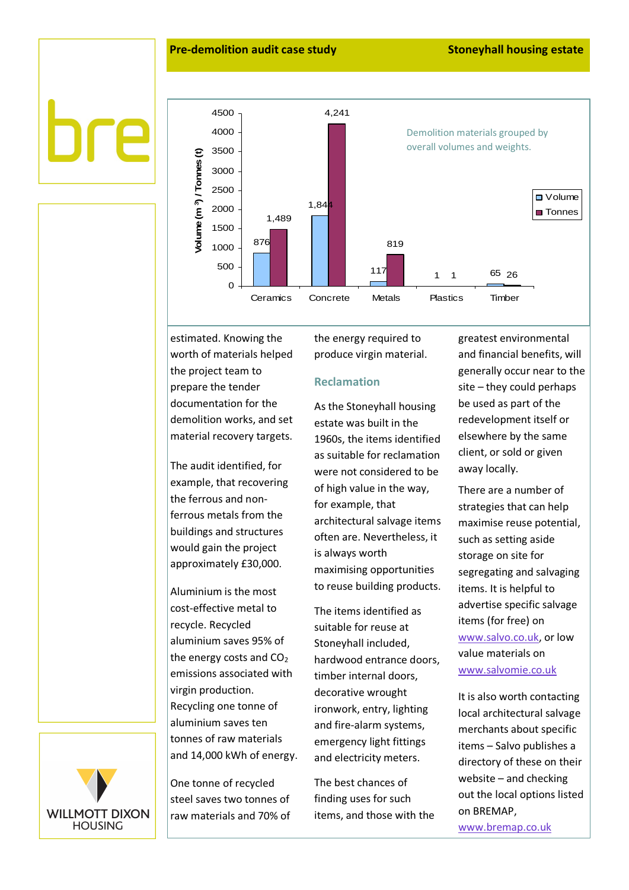Demolition materials grouped by overall volumes and weights.

Volume (m³) / Tonnes (t)

4500
4000
3500
3000
2500
2000
1500
1000
500
0

Volume
Tonnes

Ceramics 876 1,489
Concrete 1,844 4,241
Metals 117 819
Plastics 1 1
Timber 65 26

estimated. Knowing the worth of materials helped the project team to prepare the tender documentation for the demolition works, and set material recovery targets.

The audit identified, for example, that recovering the ferrous and non-ferrous metals from the buildings and structures would gain the project approximately £30,000.

Aluminium is the most cost-effective metal to recycle. Recycled aluminium saves 95% of the energy costs and $CO_2$ emissions associated with virgin production. Recycling one tonne of aluminium saves ten tonnes of raw materials and 14,000 kWh of energy.

One tonne of recycled steel saves two tonnes of raw materials and 70% of the energy required to produce virgin material.

## Reclamation

As the Stoneyhall housing estate was built in the 1960s, the items identified as suitable for reclamation were not considered to be of high value in the way, for example, that architectural salvage items often are. Nevertheless, it is always worth maximising opportunities to reuse building products.

The items identified as suitable for reuse at Stoneyhall included, hardwood entrance doors, timber internal doors, decorative wrought ironwork, entry, lighting and fire-alarm systems, emergency light fittings and electricity meters.

The best chances of finding uses for such items, and those with the greatest environmental and financial benefits, will generally occur near to the site – they could perhaps be used as part of the redevelopment itself or elsewhere by the same client, or sold or given away locally.

There are a number of strategies that can help maximise reuse potential, such as setting aside storage on site for segregating and salvaging items. It is helpful to advertise specific salvage items (for free) on www.salvo.co.uk, or low value materials on www.salvomie.co.uk

It is also worth contacting local architectural salvage merchants about specific items – Salvo publishes a directory of these on their website – and checking out the local options listed on BREMAP, www.bremap.co.uk